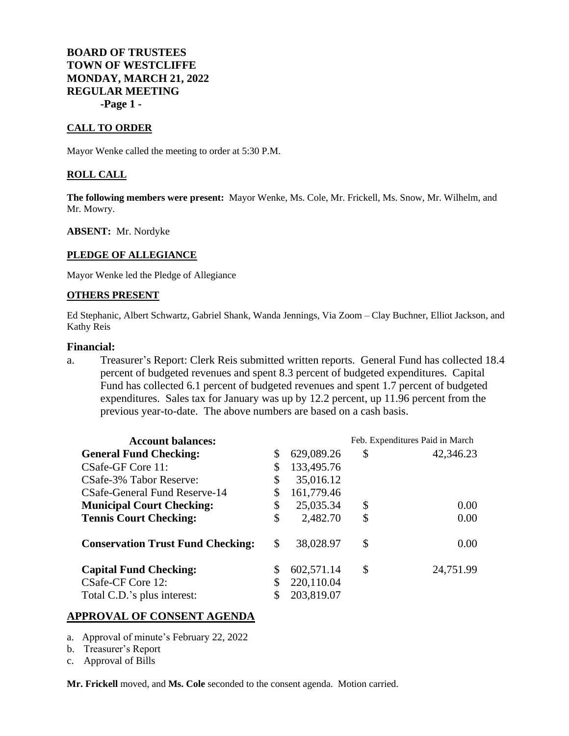**BOARD OF TRUSTEES**
**TOWN OF WESTCLIFFE**
**MONDAY, MARCH 21, 2022**
**REGULAR MEETING**

## CALL TO ORDER

Mayor Wenke called the meeting to order at 5:30 P.M.

## ROLL CALL

**The following members were present:** Mayor Wenke, Ms. Cole, Mr. Frickell, Ms. Snow, Mr. Wilhelm, and Mr. Mowry.

**ABSENT:** Mr. Nordyke

## PLEDGE OF ALLEGIANCE

Mayor Wenke led the Pledge of Allegiance

## OTHERS PRESENT

Ed Stephanic, Albert Schwartz, Gabriel Shank, Wanda Jennings, Via Zoom – Clay Buchner, Elliot Jackson, and Kathy Reis

## Financial:

a. Treasurer's Report: Clerk Reis submitted written reports. General Fund has collected 18.4 percent of budgeted revenues and spent 8.3 percent of budgeted expenditures. Capital Fund has collected 6.1 percent of budgeted revenues and spent 1.7 percent of budgeted expenditures. Sales tax for January was up by 12.2 percent, up 11.96 percent from the previous year-to-date. The above numbers are based on a cash basis.

| Account balances: | | Feb. Expenditures Paid in March |
|---|---|---|
| **General Fund Checking:** | $ 629,089.26 | $ 42,346.23 |
| CSafe-GF Core 11: | $ 133,495.76 | |
| CSafe-3% Tabor Reserve: | $ 35,016.12 | |
| CSafe-General Fund Reserve-14 | $ 161,779.46 | |
| **Municipal Court Checking:** | $ 25,035.34 | $ 0.00 |
| **Tennis Court Checking:** | $ 2,482.70 | $ 0.00 |
| **Conservation Trust Fund Checking:** | $ 38,028.97 | $ 0.00 |
| **Capital Fund Checking:** | $ 602,571.14 | $ 24,751.99 |
| CSafe-CF Core 12: | $ 220,110.04 | |
| Total C.D.'s plus interest: | $ 203,819.07 | |

## APPROVAL OF CONSENT AGENDA

a. Approval of minute's February 22, 2022
b. Treasurer's Report
c. Approval of Bills

**Mr. Frickell** moved, and **Ms. Cole** seconded to the consent agenda. Motion carried.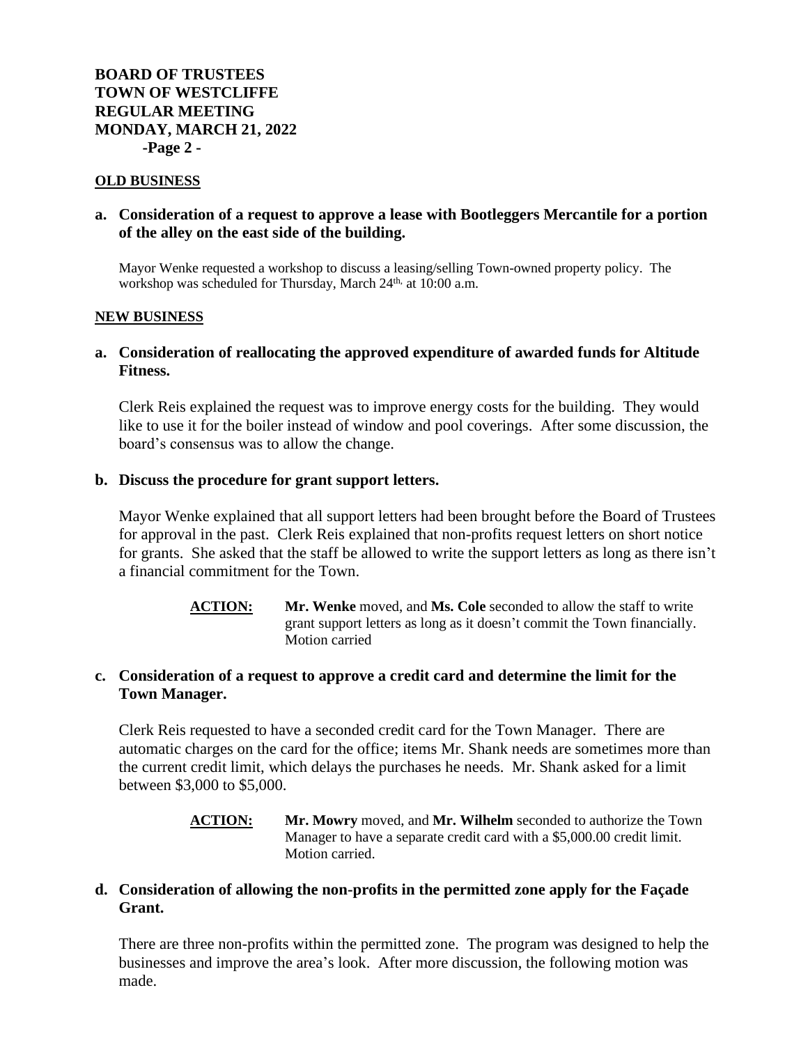**OLD BUSINESS**

**a. Consideration of a request to approve a lease with Bootleggers Mercantile for a portion of the alley on the east side of the building.**

Mayor Wenke requested a workshop to discuss a leasing/selling Town-owned property policy. The workshop was scheduled for Thursday, March 24th, at 10:00 a.m.

**NEW BUSINESS**

**a. Consideration of reallocating the approved expenditure of awarded funds for Altitude Fitness.**

Clerk Reis explained the request was to improve energy costs for the building. They would like to use it for the boiler instead of window and pool coverings. After some discussion, the board's consensus was to allow the change.

**b. Discuss the procedure for grant support letters.**

Mayor Wenke explained that all support letters had been brought before the Board of Trustees for approval in the past. Clerk Reis explained that non-profits request letters on short notice for grants. She asked that the staff be allowed to write the support letters as long as there isn't a financial commitment for the Town.

> **ACTION:** **Mr. Wenke** moved, and **Ms. Cole** seconded to allow the staff to write grant support letters as long as it doesn't commit the Town financially. Motion carried

**c. Consideration of a request to approve a credit card and determine the limit for the Town Manager.**

Clerk Reis requested to have a seconded credit card for the Town Manager. There are automatic charges on the card for the office; items Mr. Shank needs are sometimes more than the current credit limit, which delays the purchases he needs. Mr. Shank asked for a limit between $3,000 to $5,000.

> **ACTION:** **Mr. Mowry** moved, and **Mr. Wilhelm** seconded to authorize the Town Manager to have a separate credit card with a $5,000.00 credit limit. Motion carried.

**d. Consideration of allowing the non-profits in the permitted zone apply for the Façade Grant.**

There are three non-profits within the permitted zone. The program was designed to help the businesses and improve the area's look. After more discussion, the following motion was made.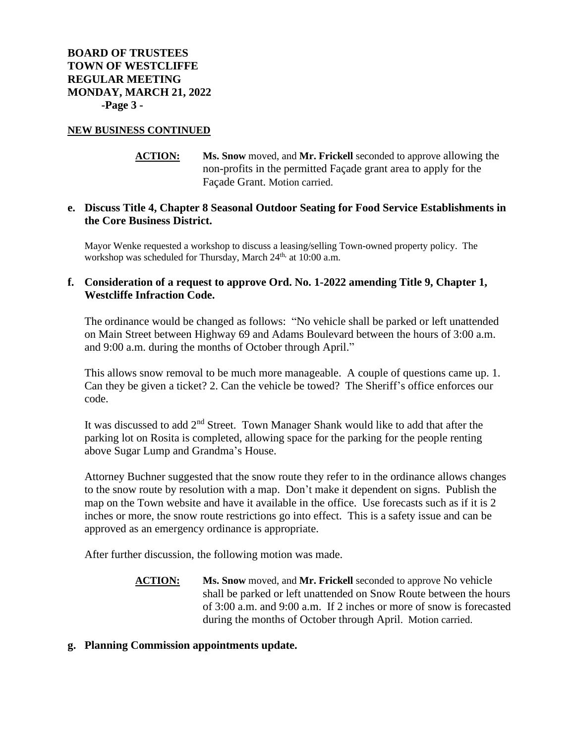**BOARD OF TRUSTEES**
**TOWN OF WESTCLIFFE**
**REGULAR MEETING**
**MONDAY, MARCH 21, 2022**
**-Page 3 -**

**NEW BUSINESS CONTINUED**

> **ACTION:** **Ms. Snow** moved, and **Mr. Frickell** seconded to approve allowing the non-profits in the permitted Façade grant area to apply for the Façade Grant. Motion carried.

**e. Discuss Title 4, Chapter 8 Seasonal Outdoor Seating for Food Service Establishments in the Core Business District.**

Mayor Wenke requested a workshop to discuss a leasing/selling Town-owned property policy. The workshop was scheduled for Thursday, March 24th, at 10:00 a.m.

**f. Consideration of a request to approve Ord. No. 1-2022 amending Title 9, Chapter 1, Westcliffe Infraction Code.**

The ordinance would be changed as follows: "No vehicle shall be parked or left unattended on Main Street between Highway 69 and Adams Boulevard between the hours of 3:00 a.m. and 9:00 a.m. during the months of October through April."

This allows snow removal to be much more manageable. A couple of questions came up. 1. Can they be given a ticket? 2. Can the vehicle be towed? The Sheriff's office enforces our code.

It was discussed to add 2nd Street. Town Manager Shank would like to add that after the parking lot on Rosita is completed, allowing space for the parking for the people renting above Sugar Lump and Grandma's House.

Attorney Buchner suggested that the snow route they refer to in the ordinance allows changes to the snow route by resolution with a map. Don't make it dependent on signs. Publish the map on the Town website and have it available in the office. Use forecasts such as if it is 2 inches or more, the snow route restrictions go into effect. This is a safety issue and can be approved as an emergency ordinance is appropriate.

After further discussion, the following motion was made.

> **ACTION:** **Ms. Snow** moved, and **Mr. Frickell** seconded to approve No vehicle shall be parked or left unattended on Snow Route between the hours of 3:00 a.m. and 9:00 a.m. If 2 inches or more of snow is forecasted during the months of October through April. Motion carried.

**g. Planning Commission appointments update.**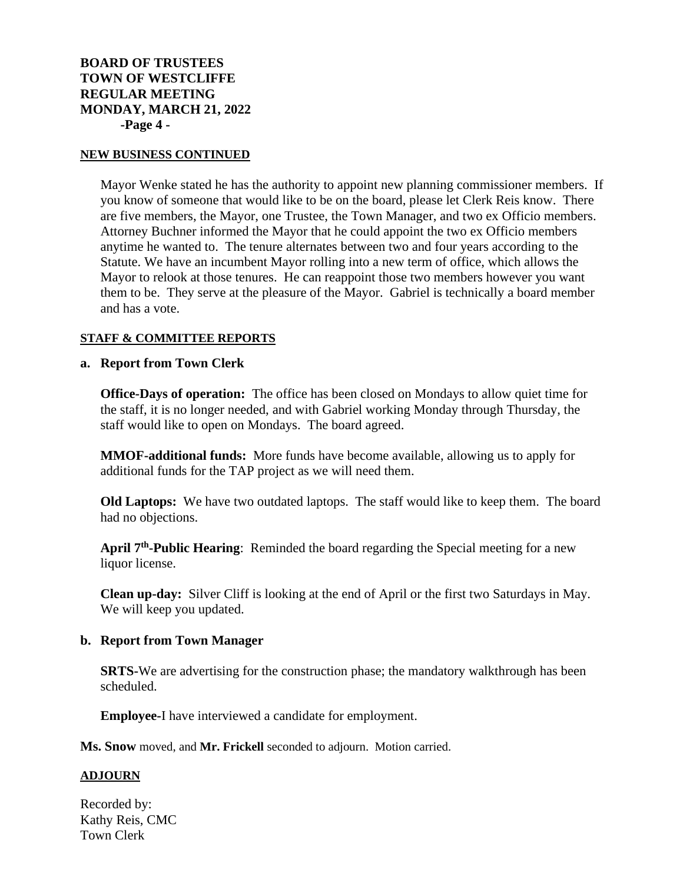**BOARD OF TRUSTEES**
**TOWN OF WESTCLIFFE**
**REGULAR MEETING**
**MONDAY, MARCH 21, 2022**
**-Page 4 -**

**NEW BUSINESS CONTINUED**

Mayor Wenke stated he has the authority to appoint new planning commissioner members. If you know of someone that would like to be on the board, please let Clerk Reis know. There are five members, the Mayor, one Trustee, the Town Manager, and two ex Officio members. Attorney Buchner informed the Mayor that he could appoint the two ex Officio members anytime he wanted to. The tenure alternates between two and four years according to the Statute. We have an incumbent Mayor rolling into a new term of office, which allows the Mayor to relook at those tenures. He can reappoint those two members however you want them to be. They serve at the pleasure of the Mayor. Gabriel is technically a board member and has a vote.

**STAFF & COMMITTEE REPORTS**

**a. Report from Town Clerk**

**Office-Days of operation:** The office has been closed on Mondays to allow quiet time for the staff, it is no longer needed, and with Gabriel working Monday through Thursday, the staff would like to open on Mondays. The board agreed.

**MMOF-additional funds:** More funds have become available, allowing us to apply for additional funds for the TAP project as we will need them.

**Old Laptops:** We have two outdated laptops. The staff would like to keep them. The board had no objections.

**April 7th-Public Hearing**: Reminded the board regarding the Special meeting for a new liquor license.

**Clean up-day:** Silver Cliff is looking at the end of April or the first two Saturdays in May. We will keep you updated.

**b. Report from Town Manager**

**SRTS-**We are advertising for the construction phase; the mandatory walkthrough has been scheduled.

**Employee-**I have interviewed a candidate for employment.

**Ms. Snow** moved, and **Mr. Frickell** seconded to adjourn. Motion carried.

**ADJOURN**

Recorded by:
Kathy Reis, CMC
Town Clerk